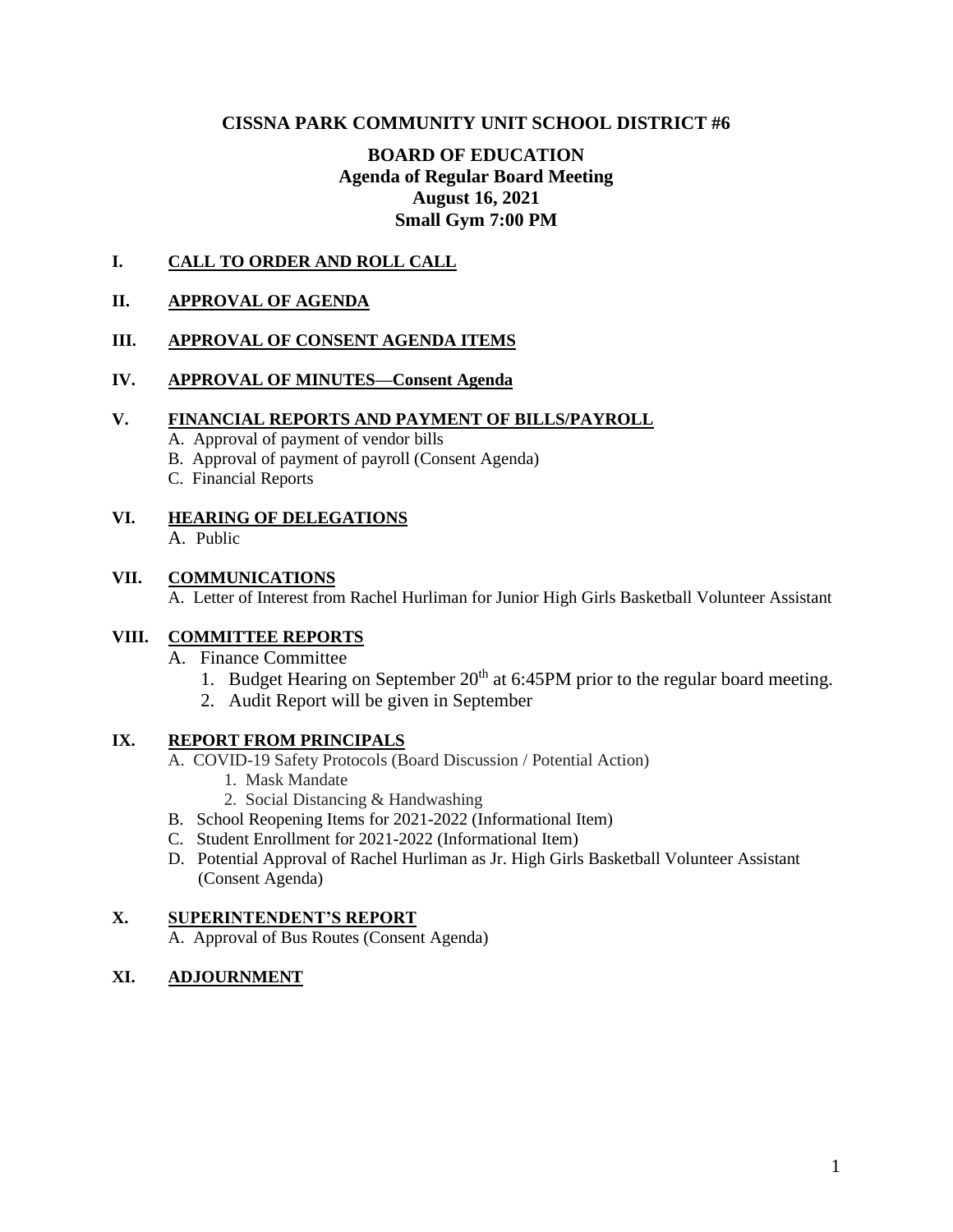# CISSNA PARK COMMUNITY UNIT SCHOOL DISTRICT #6

## BOARD OF EDUCATION
**Agenda of Regular Board Meeting**
**August 16, 2021**
**Small Gym 7:00 PM**

**I. CALL TO ORDER AND ROLL CALL**

**II. APPROVAL OF AGENDA**

**III. APPROVAL OF CONSENT AGENDA ITEMS**

**IV. APPROVAL OF MINUTES—Consent Agenda**

**V. FINANCIAL REPORTS AND PAYMENT OF BILLS/PAYROLL**

A. Approval of payment of vendor bills
B. Approval of payment of payroll (Consent Agenda)
C. Financial Reports

**VI. HEARING OF DELEGATIONS**

A. Public

**VII. COMMUNICATIONS**

A. Letter of Interest from Rachel Hurliman for Junior High Girls Basketball Volunteer Assistant

**VIII. COMMITTEE REPORTS**

A. Finance Committee
   1. Budget Hearing on September 20th at 6:45PM prior to the regular board meeting.
   2. Audit Report will be given in September

**IX. REPORT FROM PRINCIPALS**

A. COVID-19 Safety Protocols (Board Discussion / Potential Action)
   1. Mask Mandate
   2. Social Distancing & Handwashing
B. School Reopening Items for 2021-2022 (Informational Item)
C. Student Enrollment for 2021-2022 (Informational Item)
D. Potential Approval of Rachel Hurliman as Jr. High Girls Basketball Volunteer Assistant (Consent Agenda)

**X. SUPERINTENDENT'S REPORT**

A. Approval of Bus Routes (Consent Agenda)

**XI. ADJOURNMENT**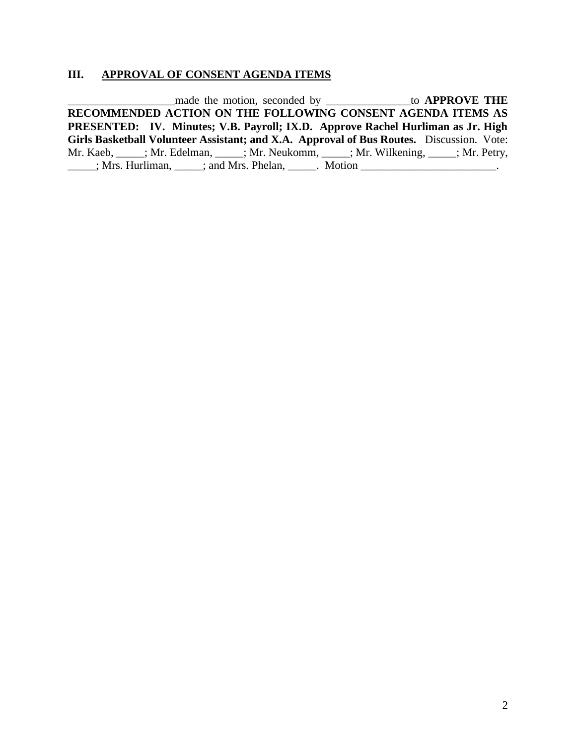### III. APPROVAL OF CONSENT AGENDA ITEMS

___________________made the motion, seconded by _______________to **APPROVE THE RECOMMENDED ACTION ON THE FOLLOWING CONSENT AGENDA ITEMS AS PRESENTED: IV. Minutes; V.B. Payroll; IX.D. Approve Rachel Hurliman as Jr. High Girls Basketball Volunteer Assistant; and X.A. Approval of Bus Routes.** Discussion. Vote: Mr. Kaeb, _____; Mr. Edelman, _____; Mr. Neukomm, _____; Mr. Wilkening, _____; Mr. Petry, _____; Mrs. Hurliman, _____; and Mrs. Phelan, _____. Motion ________________________.